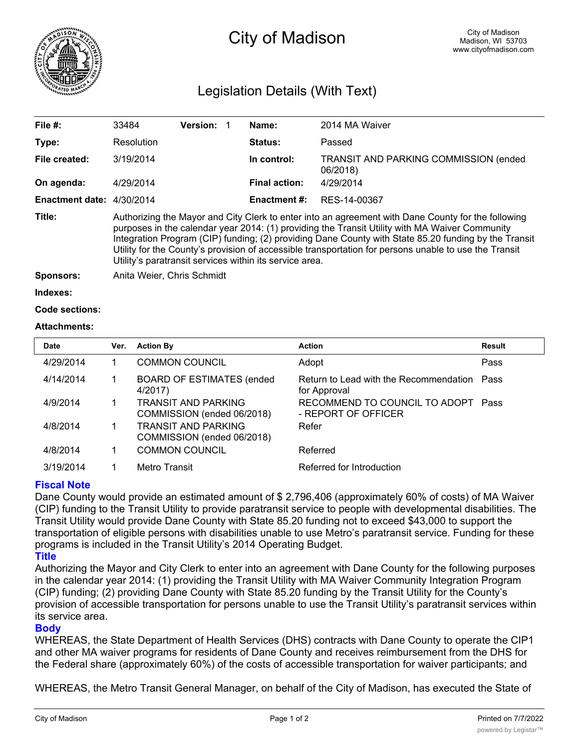# City of Madison

City of Madison
Madison, WI 53703
www.cityofmadison.com

## Legislation Details (With Text)

| | | | | | |
|---|---|---|---|---|---|
| **File #:** | 33484 | **Version:** | 1 | **Name:** | 2014 MA Waiver |
| **Type:** | Resolution | | | **Status:** | Passed |
| **File created:** | 3/19/2014 | | | **In control:** | TRANSIT AND PARKING COMMISSION (ended 06/2018) |
| **On agenda:** | 4/29/2014 | | | **Final action:** | 4/29/2014 |
| **Enactment date:** | 4/30/2014 | | | **Enactment #:** | RES-14-00367 |

**Title:** Authorizing the Mayor and City Clerk to enter into an agreement with Dane County for the following purposes in the calendar year 2014: (1) providing the Transit Utility with MA Waiver Community Integration Program (CIP) funding; (2) providing Dane County with State 85.20 funding by the Transit Utility for the County's provision of accessible transportation for persons unable to use the Transit Utility's paratransit services within its service area.

**Sponsors:** Anita Weier, Chris Schmidt

**Indexes:**

**Code sections:**

**Attachments:**

| Date | Ver. | Action By | Action | Result |
|---|---|---|---|---|
| 4/29/2014 | 1 | COMMON COUNCIL | Adopt | Pass |
| 4/14/2014 | 1 | BOARD OF ESTIMATES (ended 4/2017) | Return to Lead with the Recommendation for Approval | Pass |
| 4/9/2014 | 1 | TRANSIT AND PARKING COMMISSION (ended 06/2018) | RECOMMEND TO COUNCIL TO ADOPT - REPORT OF OFFICER | Pass |
| 4/8/2014 | 1 | TRANSIT AND PARKING COMMISSION (ended 06/2018) | Refer | |
| 4/8/2014 | 1 | COMMON COUNCIL | Referred | |
| 3/19/2014 | 1 | Metro Transit | Referred for Introduction | |

### Fiscal Note

Dane County would provide an estimated amount of $ 2,796,406 (approximately 60% of costs) of MA Waiver (CIP) funding to the Transit Utility to provide paratransit service to people with developmental disabilities. The Transit Utility would provide Dane County with State 85.20 funding not to exceed $43,000 to support the transportation of eligible persons with disabilities unable to use Metro's paratransit service. Funding for these programs is included in the Transit Utility's 2014 Operating Budget.

### Title

Authorizing the Mayor and City Clerk to enter into an agreement with Dane County for the following purposes in the calendar year 2014: (1) providing the Transit Utility with MA Waiver Community Integration Program (CIP) funding; (2) providing Dane County with State 85.20 funding by the Transit Utility for the County's provision of accessible transportation for persons unable to use the Transit Utility's paratransit services within its service area.

### Body

WHEREAS, the State Department of Health Services (DHS) contracts with Dane County to operate the CIP1 and other MA waiver programs for residents of Dane County and receives reimbursement from the DHS for the Federal share (approximately 60%) of the costs of accessible transportation for waiver participants; and

WHEREAS, the Metro Transit General Manager, on behalf of the City of Madison, has executed the State of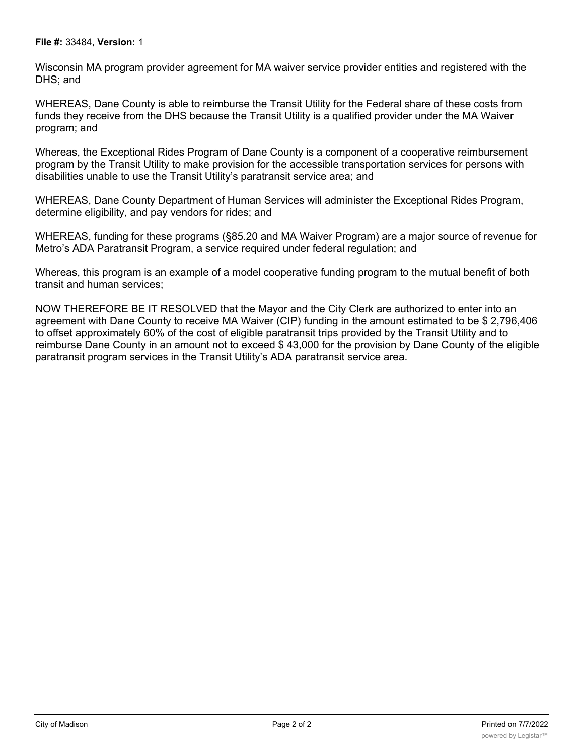Wisconsin MA program provider agreement for MA waiver service provider entities and registered with the DHS; and

WHEREAS, Dane County is able to reimburse the Transit Utility for the Federal share of these costs from funds they receive from the DHS because the Transit Utility is a qualified provider under the MA Waiver program; and

Whereas, the Exceptional Rides Program of Dane County is a component of a cooperative reimbursement program by the Transit Utility to make provision for the accessible transportation services for persons with disabilities unable to use the Transit Utility's paratransit service area; and

WHEREAS, Dane County Department of Human Services will administer the Exceptional Rides Program, determine eligibility, and pay vendors for rides; and

WHEREAS, funding for these programs (§85.20 and MA Waiver Program) are a major source of revenue for Metro's ADA Paratransit Program, a service required under federal regulation; and

Whereas, this program is an example of a model cooperative funding program to the mutual benefit of both transit and human services;

NOW THEREFORE BE IT RESOLVED that the Mayor and the City Clerk are authorized to enter into an agreement with Dane County to receive MA Waiver (CIP) funding in the amount estimated to be $ 2,796,406 to offset approximately 60% of the cost of eligible paratransit trips provided by the Transit Utility and to reimburse Dane County in an amount not to exceed $ 43,000 for the provision by Dane County of the eligible paratransit program services in the Transit Utility's ADA paratransit service area.